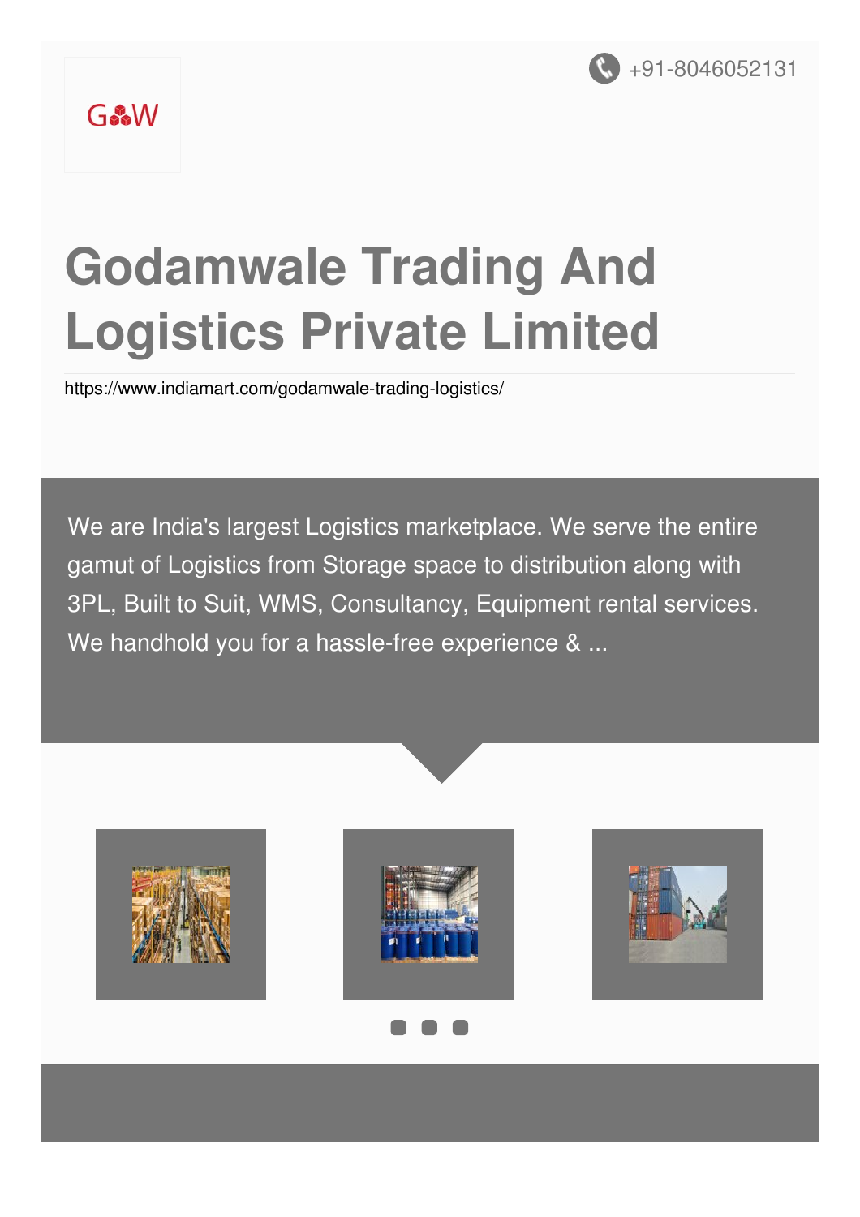+91-8046052131

G&W

# Godamwale Trading And Logistics Private Limited

https://www.indiamart.com/godamwale-trading-logistics/

We are India's largest Logistics marketplace. We serve the entire gamut of Logistics from Storage space to distribution along with 3PL, Built to Suit, WMS, Consultancy, Equipment rental services. We handhold you for a hassle-free experience & ...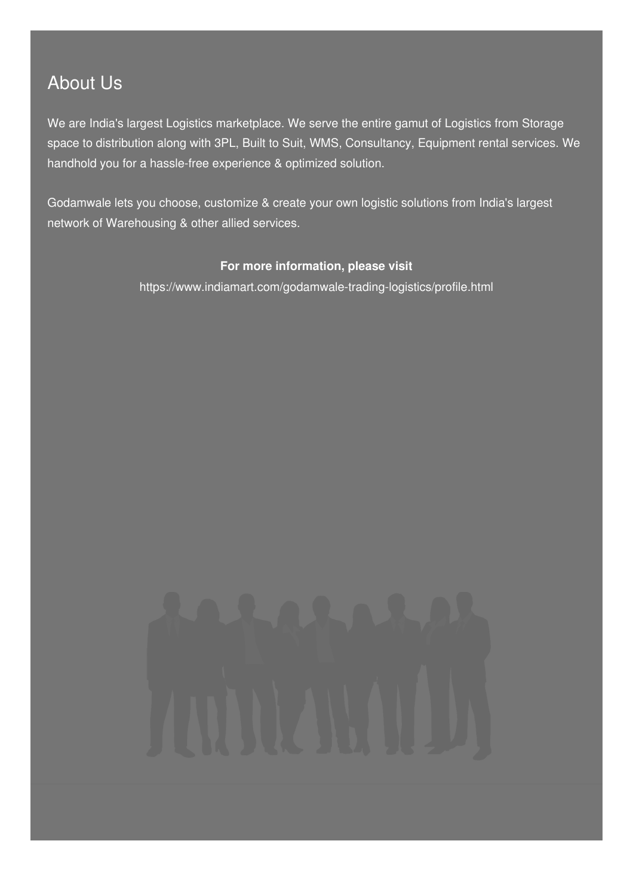## About Us

We are India's largest Logistics marketplace. We serve the entire gamut of Logistics from Storage space to distribution along with 3PL, Built to Suit, WMS, Consultancy, Equipment rental services. We handhold you for a hassle-free experience & optimized solution.

Godamwale lets you choose, customize & create your own logistic solutions from India's largest network of Warehousing & other allied services.

**For more information, please visit**

https://www.indiamart.com/godamwale-trading-logistics/profile.html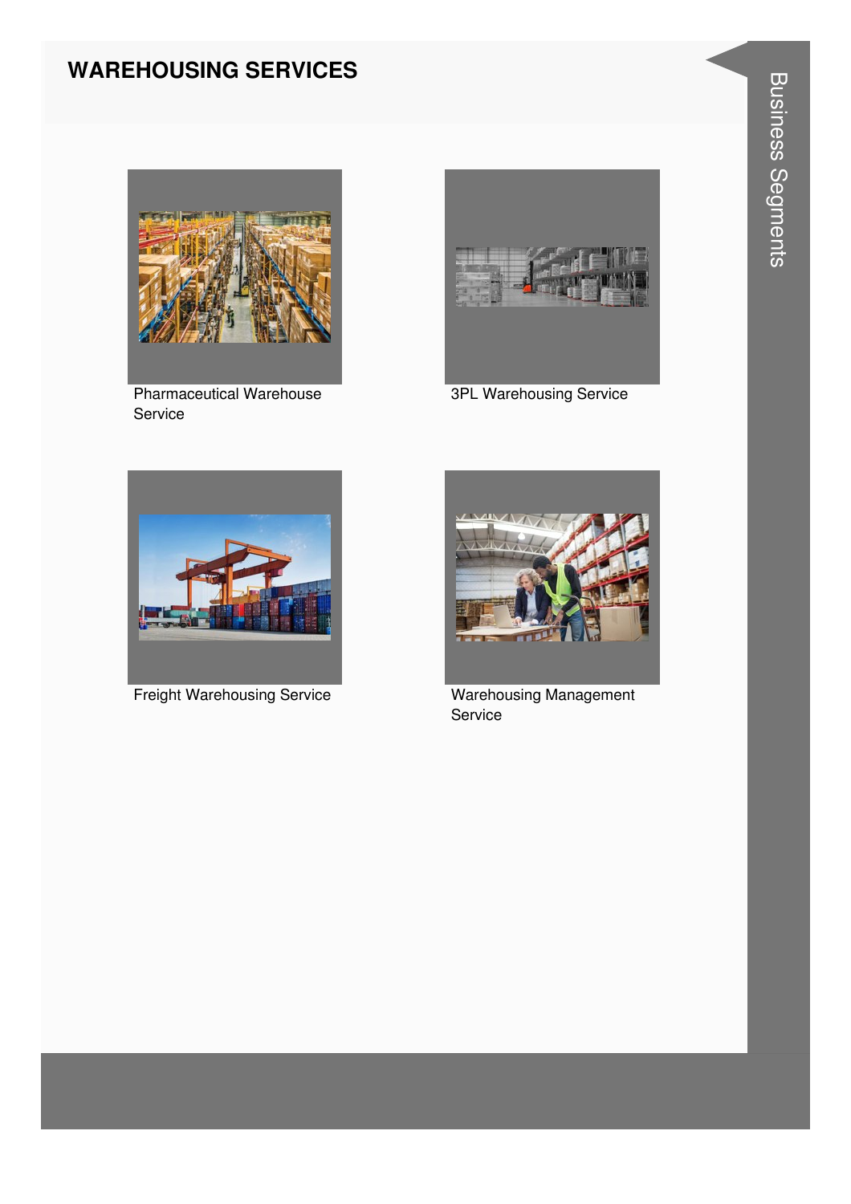# WAREHOUSING SERVICES

Pharmaceutical Warehouse Service

3PL Warehousing Service

Freight Warehousing Service

Warehousing Management Service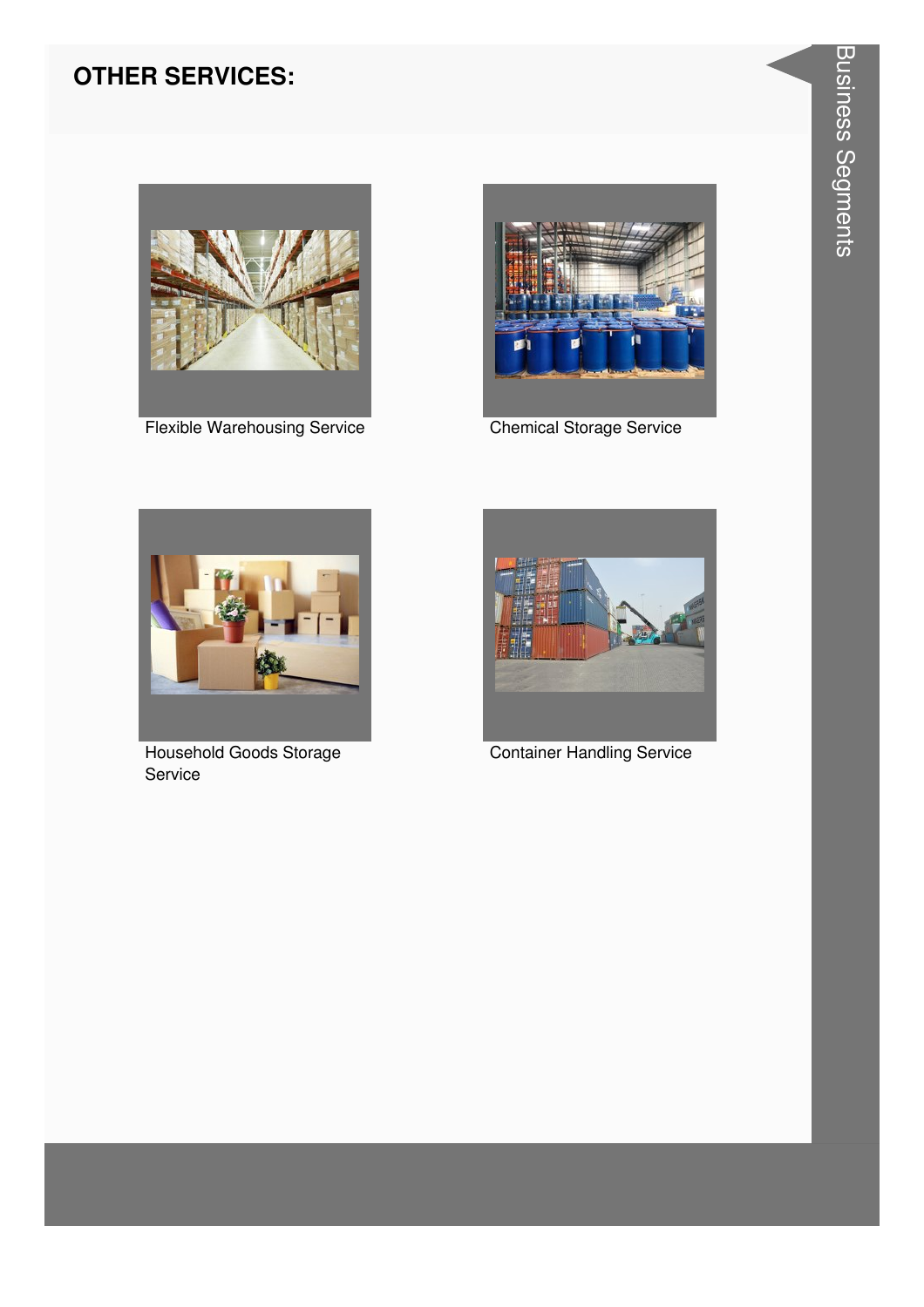## OTHER SERVICES:

Flexible Warehousing Service

Chemical Storage Service

Household Goods Storage Service

Container Handling Service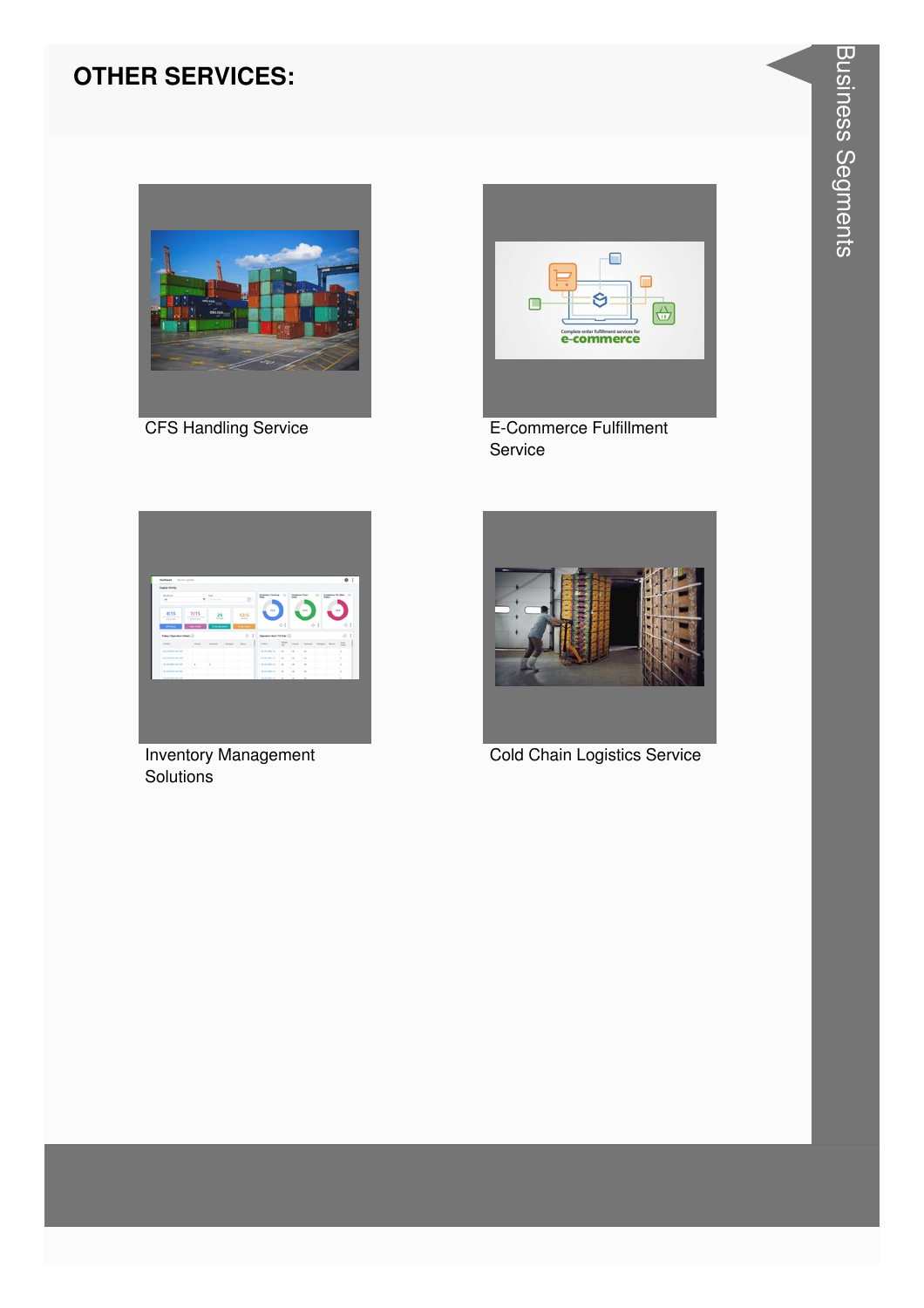## OTHER SERVICES:

CFS Handling Service

E-Commerce Fulfillment Service

Inventory Management Solutions

Cold Chain Logistics Service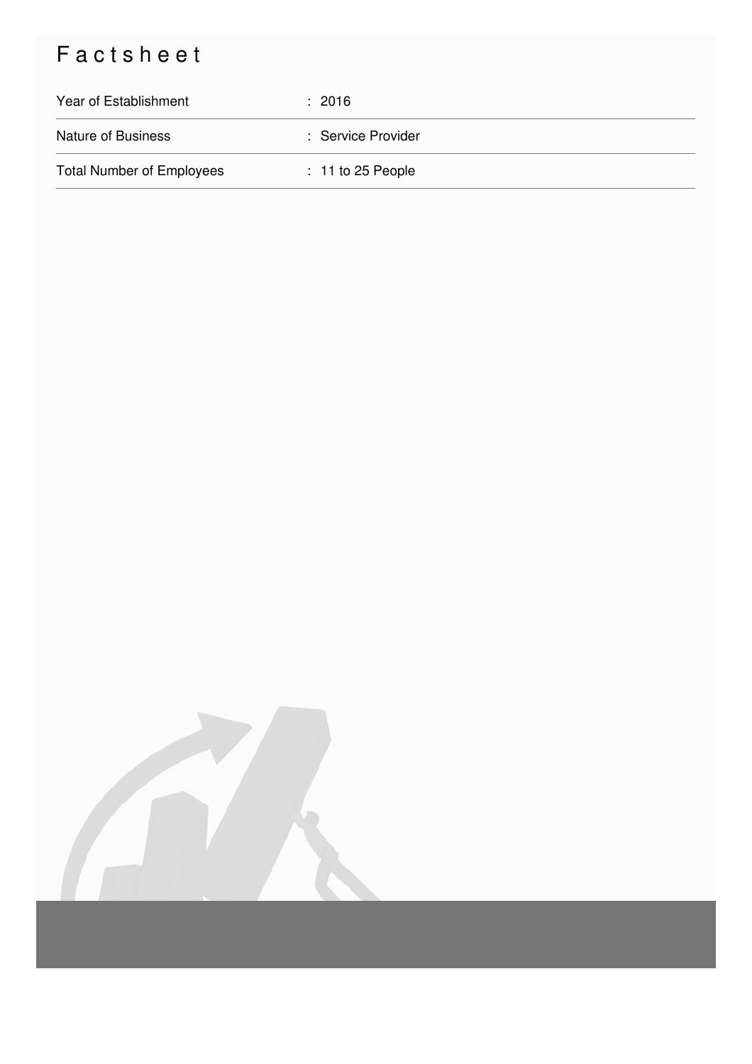# Factsheet

| | |
|---|---|
| Year of Establishment | : 2016 |
| Nature of Business | : Service Provider |
| Total Number of Employees | : 11 to 25 People |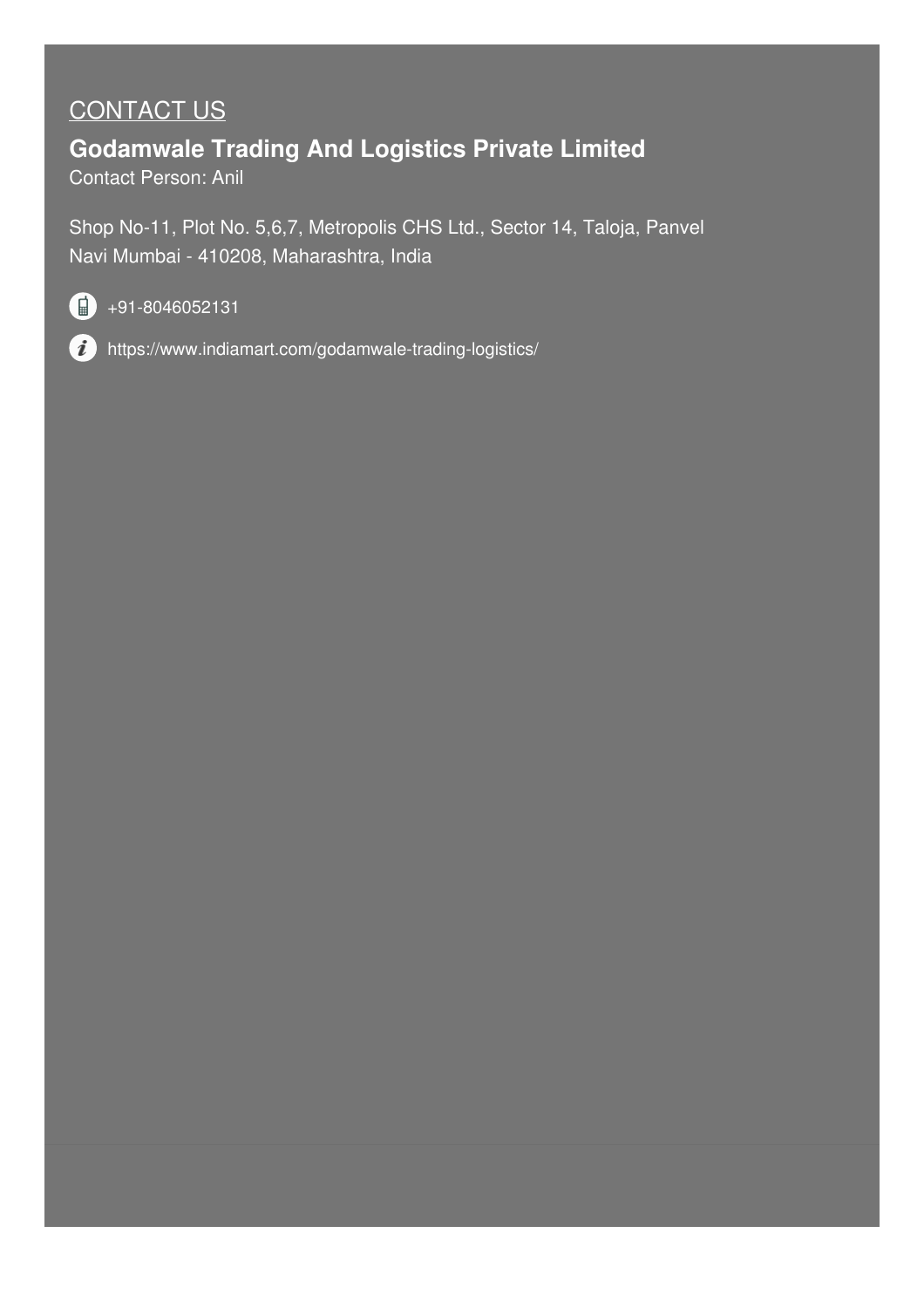## CONTACT US

**Godamwale Trading And Logistics Private Limited**

Contact Person: Anil

Shop No-11, Plot No. 5,6,7, Metropolis CHS Ltd., Sector 14, Taloja, Panvel
Navi Mumbai - 410208, Maharashtra, India

+91-8046052131

https://www.indiamart.com/godamwale-trading-logistics/